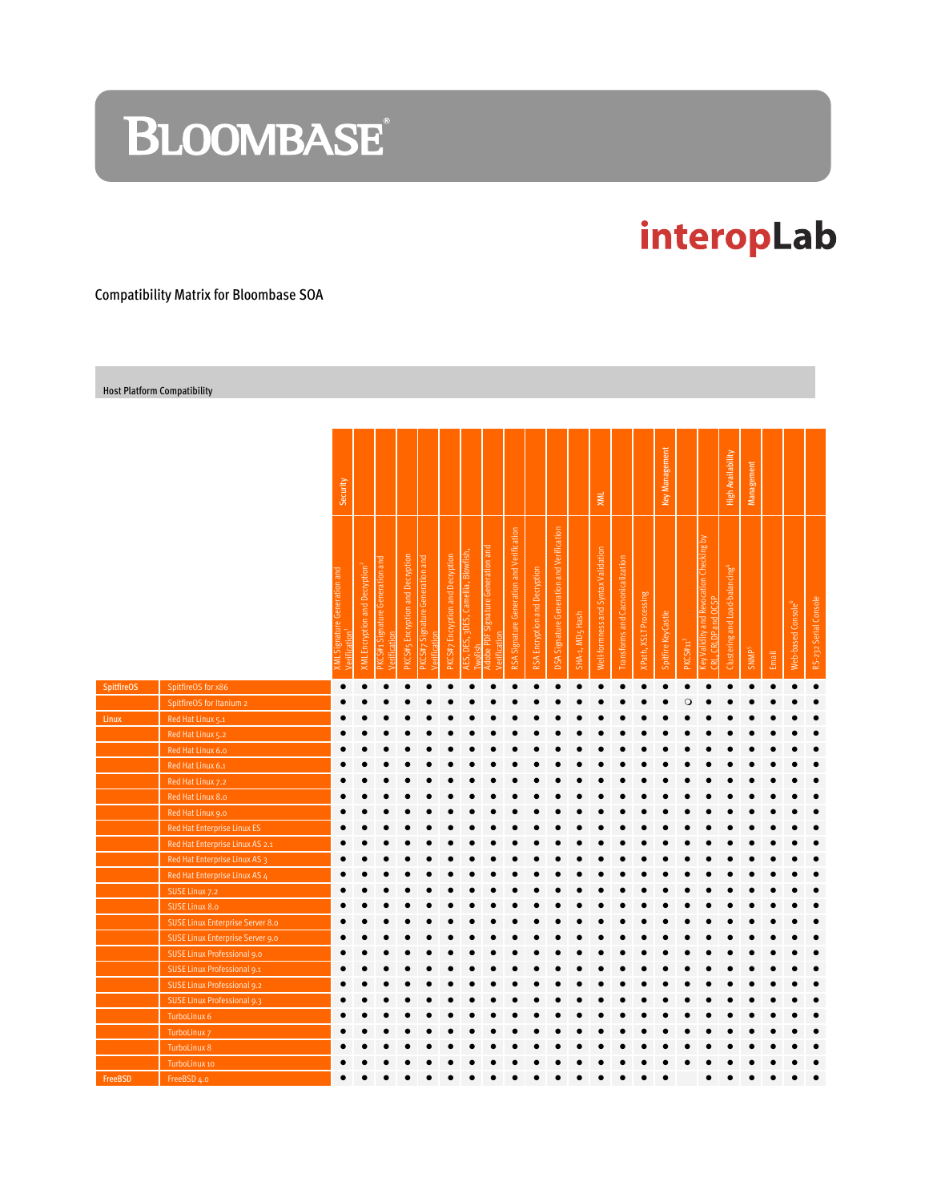# BLOOMBASE®

## interopLab

### Compatibility Matrix for Bloombase SOA

#### Host Platform Compatibility

| | | Security | | | | | | | | | | | | XML | | | Key Management | | | High Availability | Management | | | |
|---|---|---|---|---|---|---|---|---|---|---|---|---|---|---|---|---|---|---|---|---|---|---|---|---|
| | | XML Signature Generation and Verification[1] | XML Encryption and Decryption[1] | PKCS#1 Signature Generation and Verification | PKCS#5 Encryption and Decryption | PKCS#7 Signature Generation and Verification | PKCS#7 Encryption and Decryption | AES, DES, 3DES, Camellia, Blowfish, Twofish | Adobe PDF Signature Generation and Verification | RSA Signature Generation and Verification | RSA Encryption and Decryption | DSA Signature Generation and Verification | SHA-1, MD5 Hash | Well-formness and Syntax Validation | Transforms and Cacnonicalization | XPath, XSLT Processing | Spitfire KeyCastle | PKCS#11[3] | Key Validity and Revocation Checking by CRL, CRLDP and OCSP | Clustering and Load-balancing[4] | SNMP[5] | Email | Web-based Console[6] | RS-232 Serial Console |
| SpitfireOS | SpitfireOS for x86 | ● | ● | ● | ● | ● | ● | ● | ● | ● | ● | ● | ● | ● | ● | ● | ● | ● | ● | ● | ● | ● | ● | ● |
| | SpitfireOS for Itanium 2 | ● | ● | ● | ● | ● | ● | ● | ● | ● | ● | ● | ● | ● | ● | ● | ● | ○ | ● | ● | ● | ● | ● | ● |
| Linux | Red Hat Linux 5.1 | ● | ● | ● | ● | ● | ● | ● | ● | ● | ● | ● | ● | ● | ● | ● | ● | ● | ● | ● | ● | ● | ● | ● |
| | Red Hat Linux 5.2 | ● | ● | ● | ● | ● | ● | ● | ● | ● | ● | ● | ● | ● | ● | ● | ● | ● | ● | ● | ● | ● | ● | ● |
| | Red Hat Linux 6.0 | ● | ● | ● | ● | ● | ● | ● | ● | ● | ● | ● | ● | ● | ● | ● | ● | ● | ● | ● | ● | ● | ● | ● |
| | Red Hat Linux 6.1 | ● | ● | ● | ● | ● | ● | ● | ● | ● | ● | ● | ● | ● | ● | ● | ● | ● | ● | ● | ● | ● | ● | ● |
| | Red Hat Linux 7.2 | ● | ● | ● | ● | ● | ● | ● | ● | ● | ● | ● | ● | ● | ● | ● | ● | ● | ● | ● | ● | ● | ● | ● |
| | Red Hat Linux 8.0 | ● | ● | ● | ● | ● | ● | ● | ● | ● | ● | ● | ● | ● | ● | ● | ● | ● | ● | ● | ● | ● | ● | ● |
| | Red Hat Linux 9.0 | ● | ● | ● | ● | ● | ● | ● | ● | ● | ● | ● | ● | ● | ● | ● | ● | ● | ● | ● | ● | ● | ● | ● |
| | Red Hat Enterprise Linux ES | ● | ● | ● | ● | ● | ● | ● | ● | ● | ● | ● | ● | ● | ● | ● | ● | ● | ● | ● | ● | ● | ● | ● |
| | Red Hat Enterprise Linux AS 2.1 | ● | ● | ● | ● | ● | ● | ● | ● | ● | ● | ● | ● | ● | ● | ● | ● | ● | ● | ● | ● | ● | ● | ● |
| | Red Hat Enterprise Linux AS 3 | ● | ● | ● | ● | ● | ● | ● | ● | ● | ● | ● | ● | ● | ● | ● | ● | ● | ● | ● | ● | ● | ● | ● |
| | Red Hat Enterprise Linux AS 4 | ● | ● | ● | ● | ● | ● | ● | ● | ● | ● | ● | ● | ● | ● | ● | ● | ● | ● | ● | ● | ● | ● | ● |
| | SUSE Linux 7.2 | ● | ● | ● | ● | ● | ● | ● | ● | ● | ● | ● | ● | ● | ● | ● | ● | ● | ● | ● | ● | ● | ● | ● |
| | SUSE Linux 8.0 | ● | ● | ● | ● | ● | ● | ● | ● | ● | ● | ● | ● | ● | ● | ● | ● | ● | ● | ● | ● | ● | ● | ● |
| | SUSE Linux Enterprise Server 8.0 | ● | ● | ● | ● | ● | ● | ● | ● | ● | ● | ● | ● | ● | ● | ● | ● | ● | ● | ● | ● | ● | ● | ● |
| | SUSE Linux Enterprise Server 9.0 | ● | ● | ● | ● | ● | ● | ● | ● | ● | ● | ● | ● | ● | ● | ● | ● | ● | ● | ● | ● | ● | ● | ● |
| | SUSE Linux Professional 9.0 | ● | ● | ● | ● | ● | ● | ● | ● | ● | ● | ● | ● | ● | ● | ● | ● | ● | ● | ● | ● | ● | ● | ● |
| | SUSE Linux Professional 9.1 | ● | ● | ● | ● | ● | ● | ● | ● | ● | ● | ● | ● | ● | ● | ● | ● | ● | ● | ● | ● | ● | ● | ● |
| | SUSE Linux Professional 9.2 | ● | ● | ● | ● | ● | ● | ● | ● | ● | ● | ● | ● | ● | ● | ● | ● | ● | ● | ● | ● | ● | ● | ● |
| | SUSE Linux Professional 9.3 | ● | ● | ● | ● | ● | ● | ● | ● | ● | ● | ● | ● | ● | ● | ● | ● | ● | ● | ● | ● | ● | ● | ● |
| | TurboLinux 6 | ● | ● | ● | ● | ● | ● | ● | ● | ● | ● | ● | ● | ● | ● | ● | ● | ● | ● | ● | ● | ● | ● | ● |
| | TurboLinux 7 | ● | ● | ● | ● | ● | ● | ● | ● | ● | ● | ● | ● | ● | ● | ● | ● | ● | ● | ● | ● | ● | ● | ● |
| | TurboLinux 8 | ● | ● | ● | ● | ● | ● | ● | ● | ● | ● | ● | ● | ● | ● | ● | ● | ● | ● | ● | ● | ● | ● | ● |
| | TurboLinux 10 | ● | ● | ● | ● | ● | ● | ● | ● | ● | ● | ● | ● | ● | ● | ● | ● | ● | ● | ● | ● | ● | ● | ● |
| FreeBSD | FreeBSD 4.0 | ● | ● | ● | ● | ● | ● | ● | ● | ● | ● | ● | ● | ● | ● | ● | ● | | ● | ● | ● | ● | ● | ● |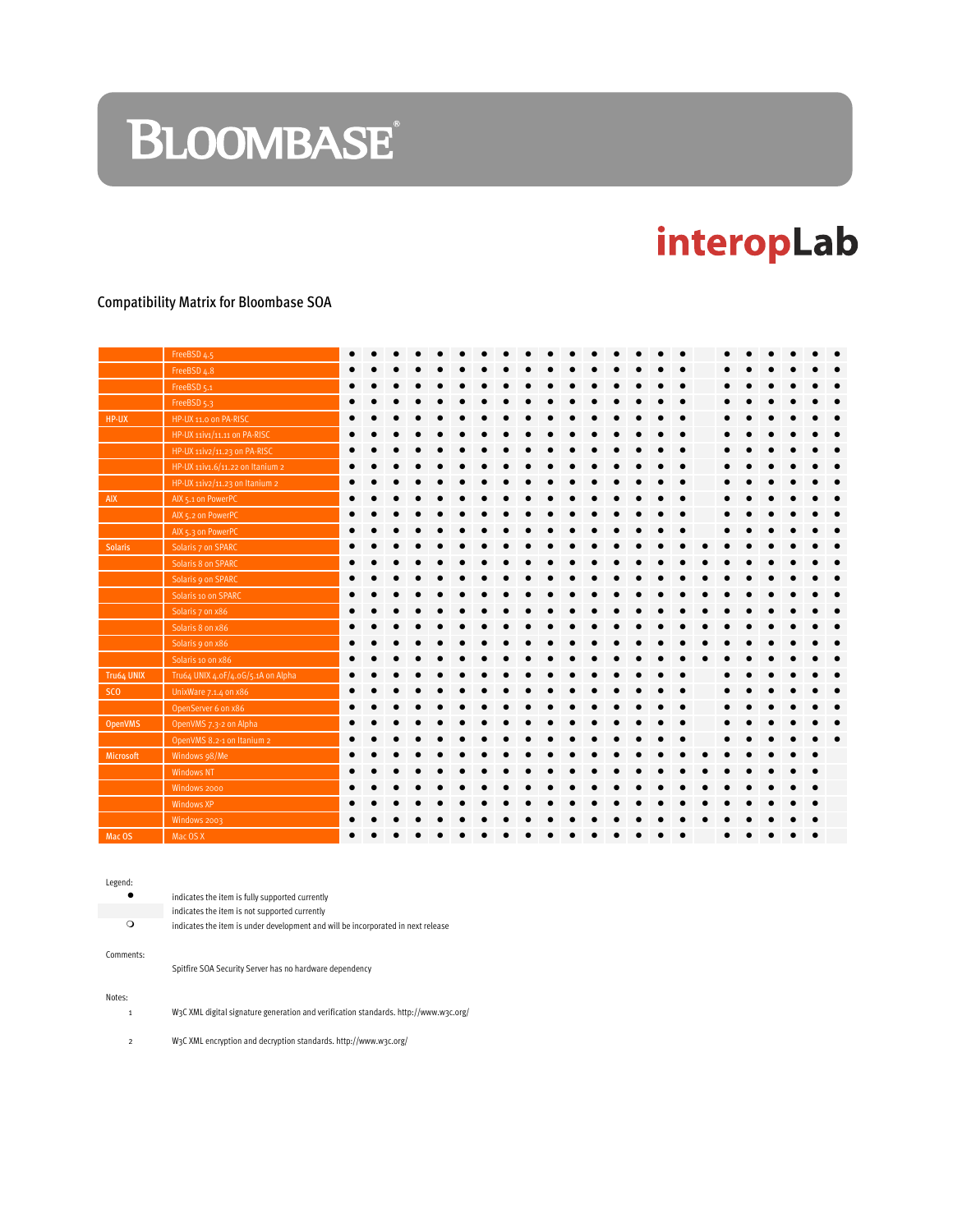# Compatibility Matrix for Bloombase SOA

| | | | | | | | | | | | | | | | | | | | | | | | | |
|---|---|---|---|---|---|---|---|---|---|---|---|---|---|---|---|---|---|---|---|---|---|---|---|---|
| | FreeBSD 4.5 | ● | ● | ● | ● | ● | ● | ● | ● | ● | ● | ● | ● | ● | ● | ● | ● | | ● | ● | ● | ● | ● | ● |
| | FreeBSD 4.8 | ● | ● | ● | ● | ● | ● | ● | ● | ● | ● | ● | ● | ● | ● | ● | ● | | ● | ● | ● | ● | ● | ● |
| | FreeBSD 5.1 | ● | ● | ● | ● | ● | ● | ● | ● | ● | ● | ● | ● | ● | ● | ● | ● | | ● | ● | ● | ● | ● | ● |
| | FreeBSD 5.3 | ● | ● | ● | ● | ● | ● | ● | ● | ● | ● | ● | ● | ● | ● | ● | ● | | ● | ● | ● | ● | ● | ● |
| HP-UX | HP-UX 11.0 on PA-RISC | ● | ● | ● | ● | ● | ● | ● | ● | ● | ● | ● | ● | ● | ● | ● | ● | | ● | ● | ● | ● | ● | ● |
| | HP-UX 11iv1/11.11 on PA-RISC | ● | ● | ● | ● | ● | ● | ● | ● | ● | ● | ● | ● | ● | ● | ● | ● | | ● | ● | ● | ● | ● | ● |
| | HP-UX 11iv2/11.23 on PA-RISC | ● | ● | ● | ● | ● | ● | ● | ● | ● | ● | ● | ● | ● | ● | ● | ● | | ● | ● | ● | ● | ● | ● |
| | HP-UX 11iv1.6/11.22 on Itanium 2 | ● | ● | ● | ● | ● | ● | ● | ● | ● | ● | ● | ● | ● | ● | ● | ● | | ● | ● | ● | ● | ● | ● |
| | HP-UX 11iv2/11.23 on Itanium 2 | ● | ● | ● | ● | ● | ● | ● | ● | ● | ● | ● | ● | ● | ● | ● | ● | | ● | ● | ● | ● | ● | ● |
| AIX | AIX 5.1 on PowerPC | ● | ● | ● | ● | ● | ● | ● | ● | ● | ● | ● | ● | ● | ● | ● | ● | | ● | ● | ● | ● | ● | ● |
| | AIX 5.2 on PowerPC | ● | ● | ● | ● | ● | ● | ● | ● | ● | ● | ● | ● | ● | ● | ● | ● | | ● | ● | ● | ● | ● | ● |
| | AIX 5.3 on PowerPC | ● | ● | ● | ● | ● | ● | ● | ● | ● | ● | ● | ● | ● | ● | ● | ● | | ● | ● | ● | ● | ● | ● |
| Solaris | Solaris 7 on SPARC | ● | ● | ● | ● | ● | ● | ● | ● | ● | ● | ● | ● | ● | ● | ● | ● | ● | ● | ● | ● | ● | ● | ● |
| | Solaris 8 on SPARC | ● | ● | ● | ● | ● | ● | ● | ● | ● | ● | ● | ● | ● | ● | ● | ● | ● | ● | ● | ● | ● | ● | ● |
| | Solaris 9 on SPARC | ● | ● | ● | ● | ● | ● | ● | ● | ● | ● | ● | ● | ● | ● | ● | ● | ● | ● | ● | ● | ● | ● | ● |
| | Solaris 10 on SPARC | ● | ● | ● | ● | ● | ● | ● | ● | ● | ● | ● | ● | ● | ● | ● | ● | ● | ● | ● | ● | ● | ● | ● |
| | Solaris 7 on x86 | ● | ● | ● | ● | ● | ● | ● | ● | ● | ● | ● | ● | ● | ● | ● | ● | ● | ● | ● | ● | ● | ● | ● |
| | Solaris 8 on x86 | ● | ● | ● | ● | ● | ● | ● | ● | ● | ● | ● | ● | ● | ● | ● | ● | ● | ● | ● | ● | ● | ● | ● |
| | Solaris 9 on x86 | ● | ● | ● | ● | ● | ● | ● | ● | ● | ● | ● | ● | ● | ● | ● | ● | ● | ● | ● | ● | ● | ● | ● |
| | Solaris 10 on x86 | ● | ● | ● | ● | ● | ● | ● | ● | ● | ● | ● | ● | ● | ● | ● | ● | ● | ● | ● | ● | ● | ● | ● |
| Tru64 UNIX | Tru64 UNIX 4.0F/4.0G/5.1A on Alpha | ● | ● | ● | ● | ● | ● | ● | ● | ● | ● | ● | ● | ● | ● | ● | ● | | ● | ● | ● | ● | ● | ● |
| SCO | UnixWare 7.1.4 on x86 | ● | ● | ● | ● | ● | ● | ● | ● | ● | ● | ● | ● | ● | ● | ● | ● | | ● | ● | ● | ● | ● | ● |
| | OpenServer 6 on x86 | ● | ● | ● | ● | ● | ● | ● | ● | ● | ● | ● | ● | ● | ● | ● | ● | | ● | ● | ● | ● | ● | ● |
| OpenVMS | OpenVMS 7.3-2 on Alpha | ● | ● | ● | ● | ● | ● | ● | ● | ● | ● | ● | ● | ● | ● | ● | ● | | ● | ● | ● | ● | ● | ● |
| | OpenVMS 8.2-1 on Itanium 2 | ● | ● | ● | ● | ● | ● | ● | ● | ● | ● | ● | ● | ● | ● | ● | ● | | ● | ● | ● | ● | ● | ● |
| Microsoft | Windows 98/Me | ● | ● | ● | ● | ● | ● | ● | ● | ● | ● | ● | ● | ● | ● | ● | ● | ● | ● | ● | ● | ● | ● | |
| | Windows NT | ● | ● | ● | ● | ● | ● | ● | ● | ● | ● | ● | ● | ● | ● | ● | ● | ● | ● | ● | ● | ● | ● | |
| | Windows 2000 | ● | ● | ● | ● | ● | ● | ● | ● | ● | ● | ● | ● | ● | ● | ● | ● | ● | ● | ● | ● | ● | ● | |
| | Windows XP | ● | ● | ● | ● | ● | ● | ● | ● | ● | ● | ● | ● | ● | ● | ● | ● | ● | ● | ● | ● | ● | ● | |
| | Windows 2003 | ● | ● | ● | ● | ● | ● | ● | ● | ● | ● | ● | ● | ● | ● | ● | ● | ● | ● | ● | ● | ● | ● | |
| Mac OS | Mac OS X | ● | ● | ● | ● | ● | ● | ● | ● | ● | ● | ● | ● | ● | ● | ● | ● | | ● | ● | ● | ● | ● | |

Legend:

● indicates the item is fully supported currently

(blank) indicates the item is not supported currently

○ indicates the item is under development and will be incorporated in next release

Comments:

Spitfire SOA Security Server has no hardware dependency

Notes:

1 W3C XML digital signature generation and verification standards. http://www.w3c.org/

2 W3C XML encryption and decryption standards. http://www.w3c.org/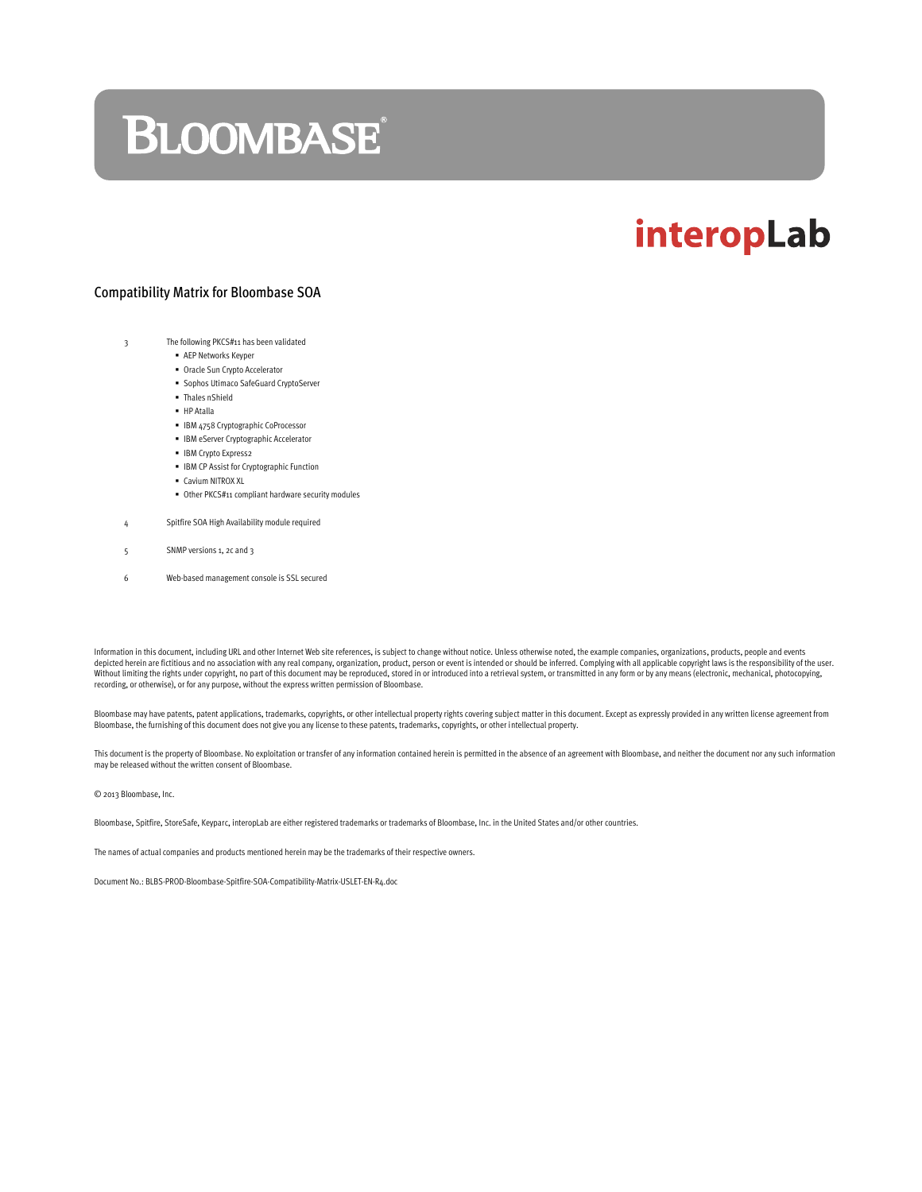# BLOOMBASE®

## interopLab

### Compatibility Matrix for Bloombase SOA

3 The following PKCS#11 has been validated

- AEP Networks Keyper
- Oracle Sun Crypto Accelerator
- Sophos Utimaco SafeGuard CryptoServer
- Thales nShield
- HP Atalla
- IBM 4758 Cryptographic CoProcessor
- IBM eServer Cryptographic Accelerator
- IBM Crypto Express2
- IBM CP Assist for Cryptographic Function
- Cavium NITROX XL
- Other PKCS#11 compliant hardware security modules

4 Spitfire SOA High Availability module required

5 SNMP versions 1, 2c and 3

6 Web-based management console is SSL secured

Information in this document, including URL and other Internet Web site references, is subject to change without notice. Unless otherwise noted, the example companies, organizations, products, people and events depicted herein are fictitious and no association with any real company, organization, product, person or event is intended or should be inferred. Complying with all applicable copyright laws is the responsibility of the user. Without limiting the rights under copyright, no part of this document may be reproduced, stored in or introduced into a retrieval system, or transmitted in any form or by any means (electronic, mechanical, photocopying, recording, or otherwise), or for any purpose, without the express written permission of Bloombase.

Bloombase may have patents, patent applications, trademarks, copyrights, or other intellectual property rights covering subject matter in this document. Except as expressly provided in any written license agreement from Bloombase, the furnishing of this document does not give you any license to these patents, trademarks, copyrights, or other intellectual property.

This document is the property of Bloombase. No exploitation or transfer of any information contained herein is permitted in the absence of an agreement with Bloombase, and neither the document nor any such information may be released without the written consent of Bloombase.

© 2013 Bloombase, Inc.

Bloombase, Spitfire, StoreSafe, Keyparc, interopLab are either registered trademarks or trademarks of Bloombase, Inc. in the United States and/or other countries.

The names of actual companies and products mentioned herein may be the trademarks of their respective owners.

Document No.: BLBS-PROD-Bloombase-Spitfire-SOA-Compatibility-Matrix-USLET-EN-R4.doc